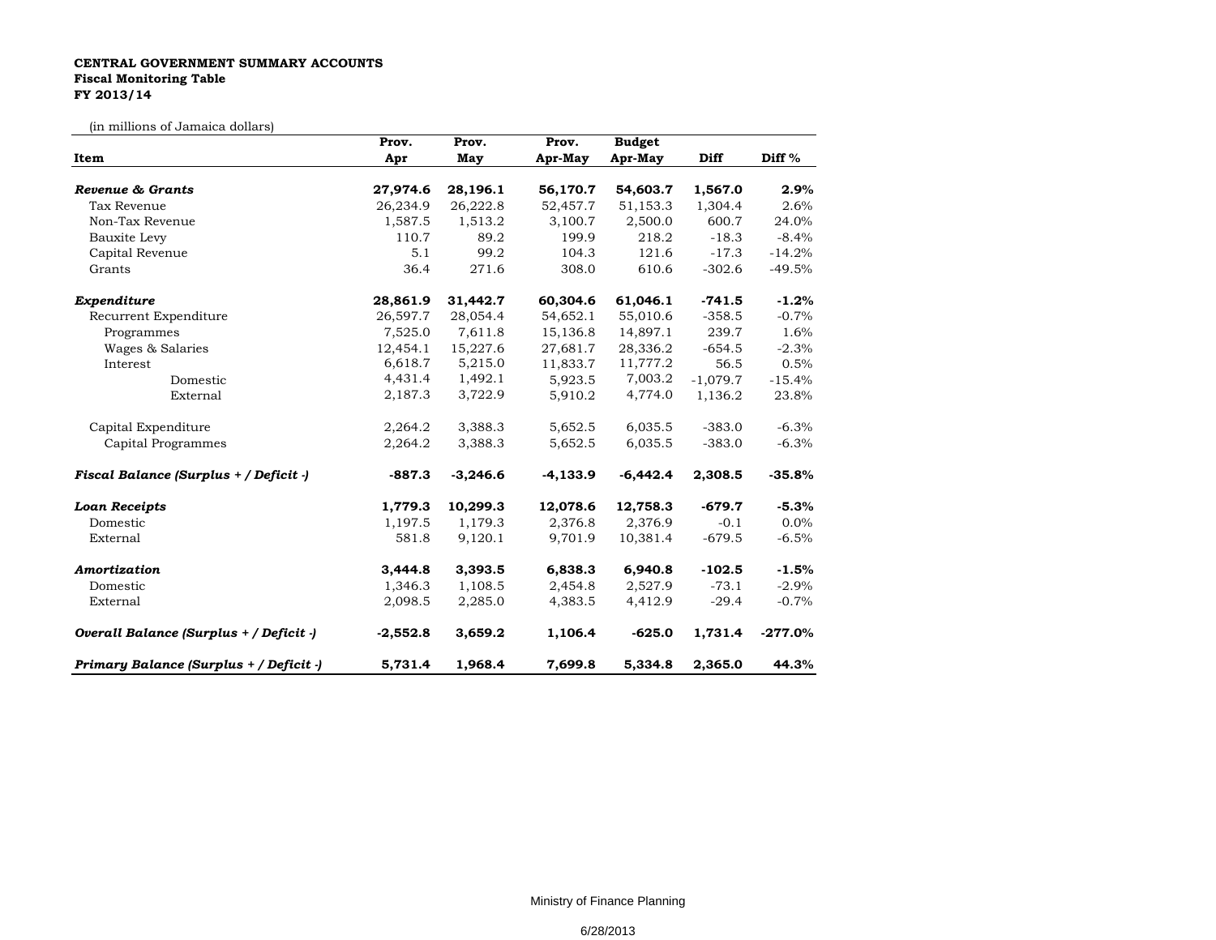**CENTRAL GOVERNMENT SUMMARY ACCOUNTS**
**Fiscal Monitoring Table**
**FY 2013/14**

(in millions of Jamaica dollars)

| Item | Prov. Apr | Prov. May | Prov. Apr-May | Budget Apr-May | Diff | Diff % |
|---|---|---|---|---|---|---|
| ***Revenue & Grants*** | **27,974.6** | **28,196.1** | **56,170.7** | **54,603.7** | **1,567.0** | **2.9%** |
| Tax Revenue | 26,234.9 | 26,222.8 | 52,457.7 | 51,153.3 | 1,304.4 | 2.6% |
| Non-Tax Revenue | 1,587.5 | 1,513.2 | 3,100.7 | 2,500.0 | 600.7 | 24.0% |
| Bauxite Levy | 110.7 | 89.2 | 199.9 | 218.2 | -18.3 | -8.4% |
| Capital Revenue | 5.1 | 99.2 | 104.3 | 121.6 | -17.3 | -14.2% |
| Grants | 36.4 | 271.6 | 308.0 | 610.6 | -302.6 | -49.5% |
| ***Expenditure*** | **28,861.9** | **31,442.7** | **60,304.6** | **61,046.1** | **-741.5** | **-1.2%** |
| Recurrent Expenditure | 26,597.7 | 28,054.4 | 54,652.1 | 55,010.6 | -358.5 | -0.7% |
| Programmes | 7,525.0 | 7,611.8 | 15,136.8 | 14,897.1 | 239.7 | 1.6% |
| Wages & Salaries | 12,454.1 | 15,227.6 | 27,681.7 | 28,336.2 | -654.5 | -2.3% |
| Interest | 6,618.7 | 5,215.0 | 11,833.7 | 11,777.2 | 56.5 | 0.5% |
| Domestic | 4,431.4 | 1,492.1 | 5,923.5 | 7,003.2 | -1,079.7 | -15.4% |
| External | 2,187.3 | 3,722.9 | 5,910.2 | 4,774.0 | 1,136.2 | 23.8% |
| Capital Expenditure | 2,264.2 | 3,388.3 | 5,652.5 | 6,035.5 | -383.0 | -6.3% |
| Capital Programmes | 2,264.2 | 3,388.3 | 5,652.5 | 6,035.5 | -383.0 | -6.3% |
| ***Fiscal Balance (Surplus + / Deficit -)*** | **-887.3** | **-3,246.6** | **-4,133.9** | **-6,442.4** | **2,308.5** | **-35.8%** |
| ***Loan Receipts*** | **1,779.3** | **10,299.3** | **12,078.6** | **12,758.3** | **-679.7** | **-5.3%** |
| Domestic | 1,197.5 | 1,179.3 | 2,376.8 | 2,376.9 | -0.1 | 0.0% |
| External | 581.8 | 9,120.1 | 9,701.9 | 10,381.4 | -679.5 | -6.5% |
| ***Amortization*** | **3,444.8** | **3,393.5** | **6,838.3** | **6,940.8** | **-102.5** | **-1.5%** |
| Domestic | 1,346.3 | 1,108.5 | 2,454.8 | 2,527.9 | -73.1 | -2.9% |
| External | 2,098.5 | 2,285.0 | 4,383.5 | 4,412.9 | -29.4 | -0.7% |
| ***Overall Balance (Surplus + / Deficit -)*** | **-2,552.8** | **3,659.2** | **1,106.4** | **-625.0** | **1,731.4** | **-277.0%** |
| ***Primary Balance (Surplus + / Deficit -)*** | **5,731.4** | **1,968.4** | **7,699.8** | **5,334.8** | **2,365.0** | **44.3%** |

Ministry of Finance Planning

6/28/2013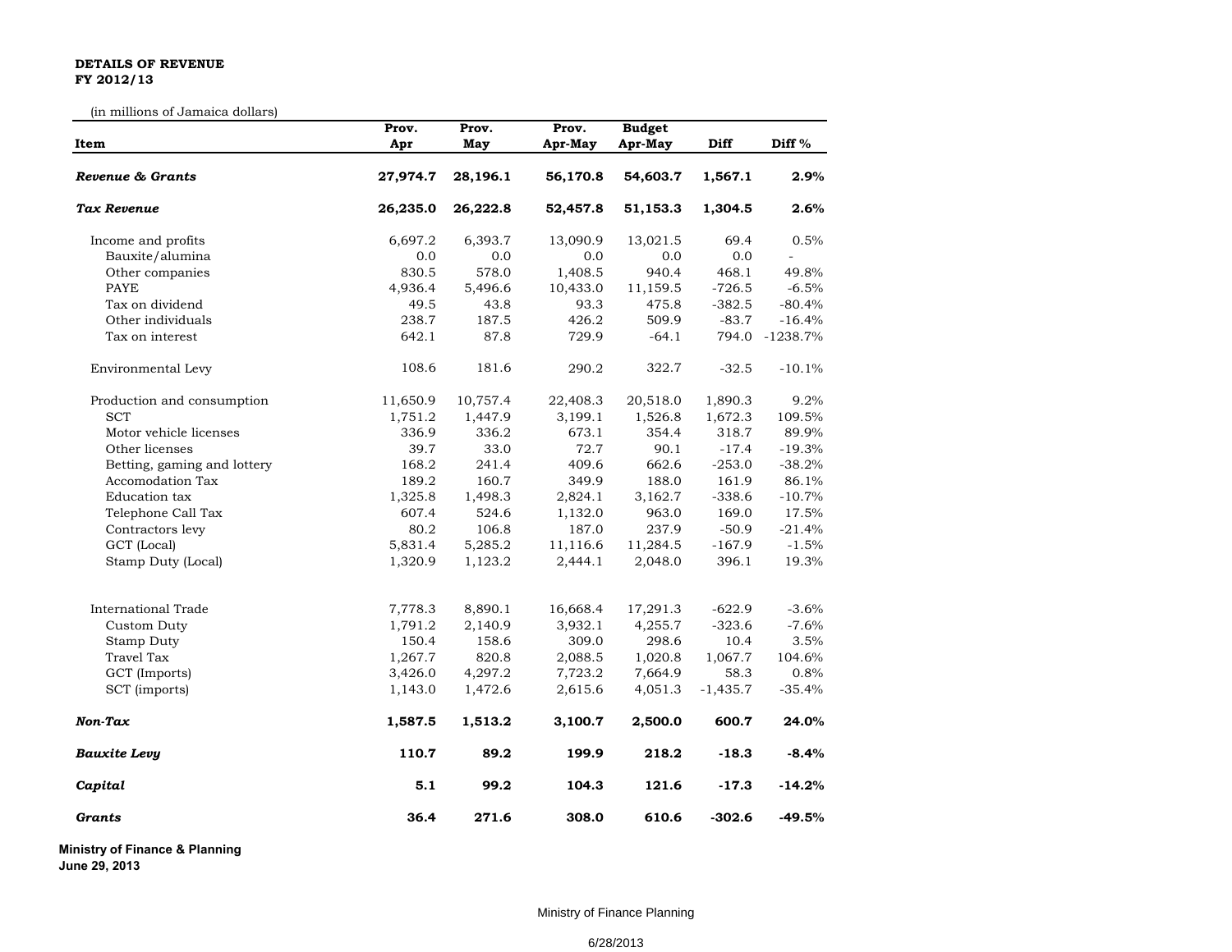**DETAILS OF REVENUE**
**FY 2012/13**

(in millions of Jamaica dollars)

| Item | Prov. Apr | Prov. May | Prov. Apr-May | Budget Apr-May | Diff | Diff % |
|---|---|---|---|---|---|---|
| ***Revenue & Grants*** | **27,974.7** | **28,196.1** | **56,170.8** | **54,603.7** | **1,567.1** | **2.9%** |
| ***Tax Revenue*** | **26,235.0** | **26,222.8** | **52,457.8** | **51,153.3** | **1,304.5** | **2.6%** |
| Income and profits | 6,697.2 | 6,393.7 | 13,090.9 | 13,021.5 | 69.4 | 0.5% |
| Bauxite/alumina | 0.0 | 0.0 | 0.0 | 0.0 | 0.0 | - |
| Other companies | 830.5 | 578.0 | 1,408.5 | 940.4 | 468.1 | 49.8% |
| PAYE | 4,936.4 | 5,496.6 | 10,433.0 | 11,159.5 | -726.5 | -6.5% |
| Tax on dividend | 49.5 | 43.8 | 93.3 | 475.8 | -382.5 | -80.4% |
| Other individuals | 238.7 | 187.5 | 426.2 | 509.9 | -83.7 | -16.4% |
| Tax on interest | 642.1 | 87.8 | 729.9 | -64.1 | 794.0 | -1238.7% |
| Environmental Levy | 108.6 | 181.6 | 290.2 | 322.7 | -32.5 | -10.1% |
| Production and consumption | 11,650.9 | 10,757.4 | 22,408.3 | 20,518.0 | 1,890.3 | 9.2% |
| SCT | 1,751.2 | 1,447.9 | 3,199.1 | 1,526.8 | 1,672.3 | 109.5% |
| Motor vehicle licenses | 336.9 | 336.2 | 673.1 | 354.4 | 318.7 | 89.9% |
| Other licenses | 39.7 | 33.0 | 72.7 | 90.1 | -17.4 | -19.3% |
| Betting, gaming and lottery | 168.2 | 241.4 | 409.6 | 662.6 | -253.0 | -38.2% |
| Accomodation Tax | 189.2 | 160.7 | 349.9 | 188.0 | 161.9 | 86.1% |
| Education tax | 1,325.8 | 1,498.3 | 2,824.1 | 3,162.7 | -338.6 | -10.7% |
| Telephone Call Tax | 607.4 | 524.6 | 1,132.0 | 963.0 | 169.0 | 17.5% |
| Contractors levy | 80.2 | 106.8 | 187.0 | 237.9 | -50.9 | -21.4% |
| GCT (Local) | 5,831.4 | 5,285.2 | 11,116.6 | 11,284.5 | -167.9 | -1.5% |
| Stamp Duty (Local) | 1,320.9 | 1,123.2 | 2,444.1 | 2,048.0 | 396.1 | 19.3% |
| International Trade | 7,778.3 | 8,890.1 | 16,668.4 | 17,291.3 | -622.9 | -3.6% |
| Custom Duty | 1,791.2 | 2,140.9 | 3,932.1 | 4,255.7 | -323.6 | -7.6% |
| Stamp Duty | 150.4 | 158.6 | 309.0 | 298.6 | 10.4 | 3.5% |
| Travel Tax | 1,267.7 | 820.8 | 2,088.5 | 1,020.8 | 1,067.7 | 104.6% |
| GCT (Imports) | 3,426.0 | 4,297.2 | 7,723.2 | 7,664.9 | 58.3 | 0.8% |
| SCT (imports) | 1,143.0 | 1,472.6 | 2,615.6 | 4,051.3 | -1,435.7 | -35.4% |
| ***Non-Tax*** | **1,587.5** | **1,513.2** | **3,100.7** | **2,500.0** | **600.7** | **24.0%** |
| ***Bauxite Levy*** | **110.7** | **89.2** | **199.9** | **218.2** | **-18.3** | **-8.4%** |
| ***Capital*** | **5.1** | **99.2** | **104.3** | **121.6** | **-17.3** | **-14.2%** |
| ***Grants*** | **36.4** | **271.6** | **308.0** | **610.6** | **-302.6** | **-49.5%** |

**Ministry of Finance & Planning**
**June 29, 2013**